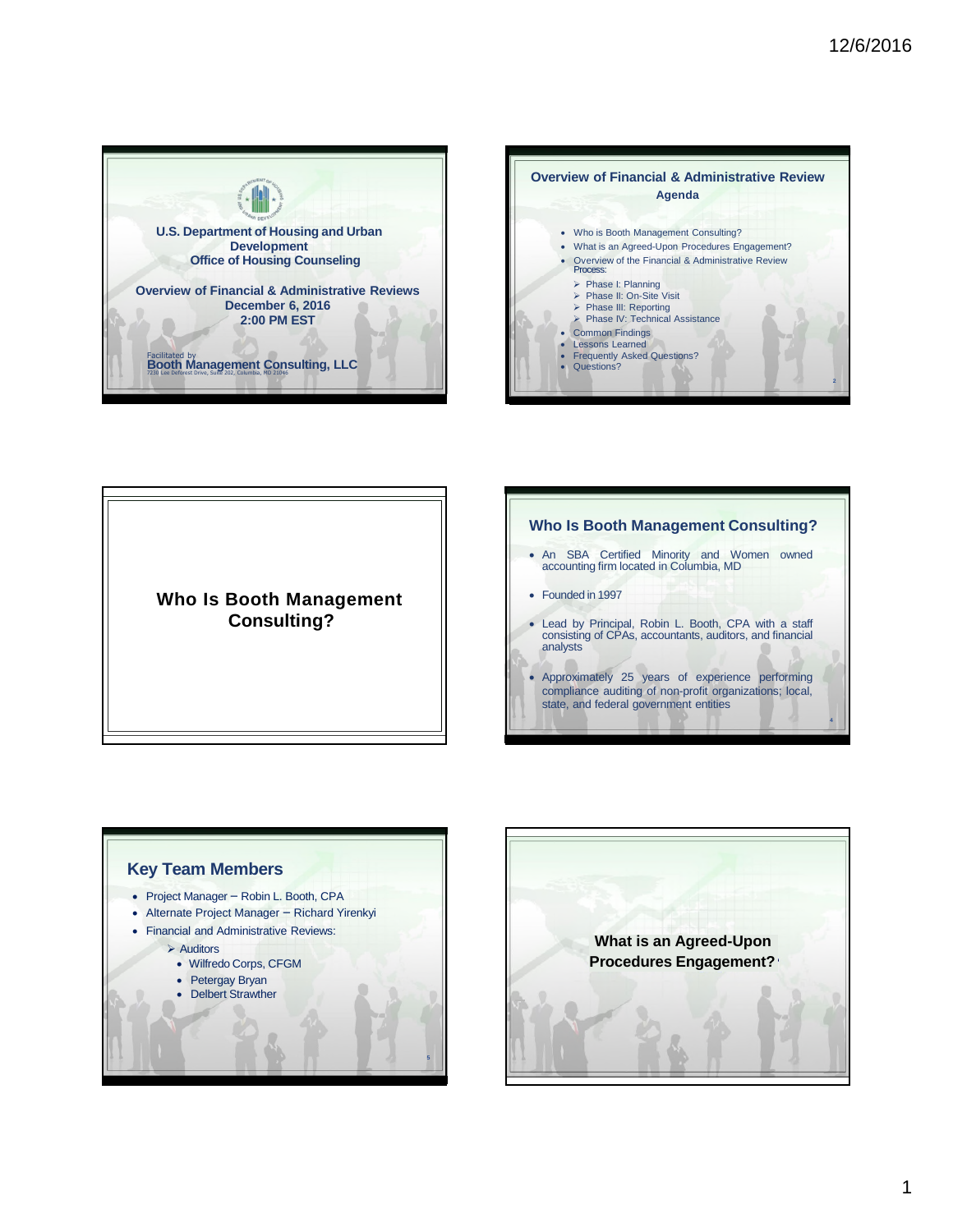## U.S. Department of Housing and Urban Development
## Office of Housing Counseling

## Overview of Financial & Administrative Reviews
**December 6, 2016**
**2:00 PM EST**

Facilitated by
**Booth Management Consulting, LLC**
7230 Lee Deforest Drive, Suite 202, Columbia, MD 21046

## Overview of Financial & Administrative Review
**Agenda**

- Who is Booth Management Consulting?
- What is an Agreed-Upon Procedures Engagement?
- Overview of the Financial & Administrative Review Process:
  - Phase I: Planning
  - Phase II: On-Site Visit
  - Phase III: Reporting
  - Phase IV: Technical Assistance
- Common Findings
- Lessons Learned
- Frequently Asked Questions?
- Questions?

## Who Is Booth Management Consulting?

## Who Is Booth Management Consulting?

- An SBA Certified Minority and Women owned accounting firm located in Columbia, MD
- Founded in 1997
- Lead by Principal, Robin L. Booth, CPA with a staff consisting of CPAs, accountants, auditors, and financial analysts
- Approximately 25 years of experience performing compliance auditing of non-profit organizations; local, state, and federal government entities

## Key Team Members

- Project Manager – Robin L. Booth, CPA
- Alternate Project Manager – Richard Yirenkyi
- Financial and Administrative Reviews:
  - Auditors
    - Wilfredo Corps, CFGM
    - Petergay Bryan
    - Delbert Strawther

## What is an Agreed-Upon Procedures Engagement?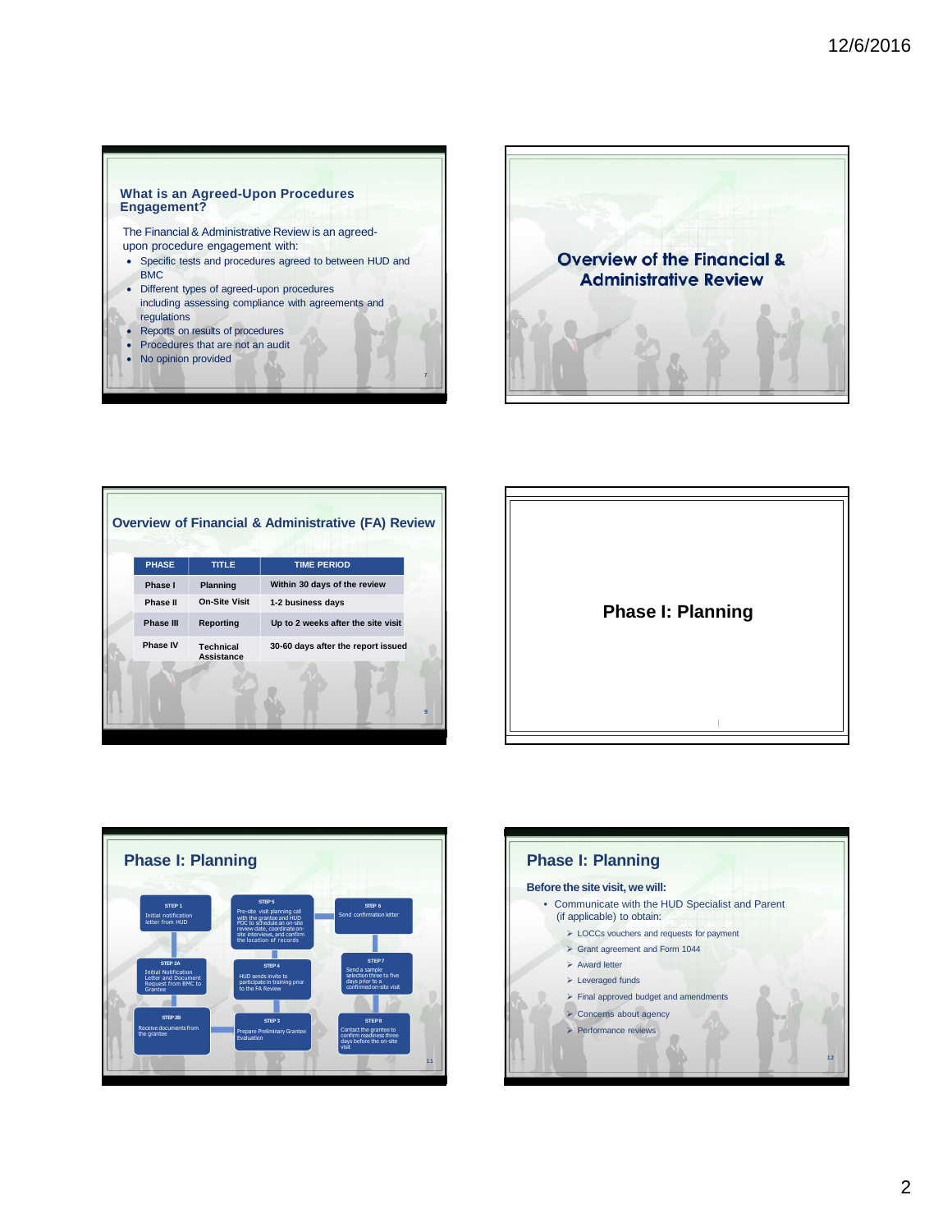## What is an Agreed-Upon Procedures Engagement?

The Financial & Administrative Review is an agreed-upon procedure engagement with:

- Specific tests and procedures agreed to between HUD and BMC
- Different types of agreed-upon procedures including assessing compliance with agreements and regulations
- Reports on results of procedures
- Procedures that are not an audit
- No opinion provided

## Overview of the Financial & Administrative Review

## Overview of Financial & Administrative (FA) Review

| PHASE | TITLE | TIME PERIOD |
|---|---|---|
| Phase I | Planning | Within 30 days of the review |
| Phase II | On-Site Visit | 1-2 business days |
| Phase III | Reporting | Up to 2 weeks after the site visit |
| Phase IV | Technical Assistance | 30-60 days after the report issued |

## Phase I: Planning

## Phase I: Planning

- STEP 1: Initial notification letter from HUD
- STEP 2A: Initial Notification Letter and Document Request from BMC to Grantee
- STEP 2B: Receive documents from the grantee
- STEP 3: Prepare Preliminary Grantee Evaluation
- STEP 4: HUD sends invite to participate in training prior to the FA Review
- STEP 5: Pre-site visit planning call with the grantee and HUD POC to schedule an on-site review date, coordinate on-site interviews, and confirm the location of records
- STEP 6: Send confirmation letter
- STEP 7: Send a sample selection three to five days prior to a confirmed on-site visit
- STEP 8: Contact the grantee to confirm readiness three days before the on-site visit

## Phase I: Planning

**Before the site visit, we will:**

- Communicate with the HUD Specialist and Parent (if applicable) to obtain:
  - LOCCs vouchers and requests for payment
  - Grant agreement and Form 1044
  - Award letter
  - Leveraged funds
  - Final approved budget and amendments
  - Concerns about agency
  - Performance reviews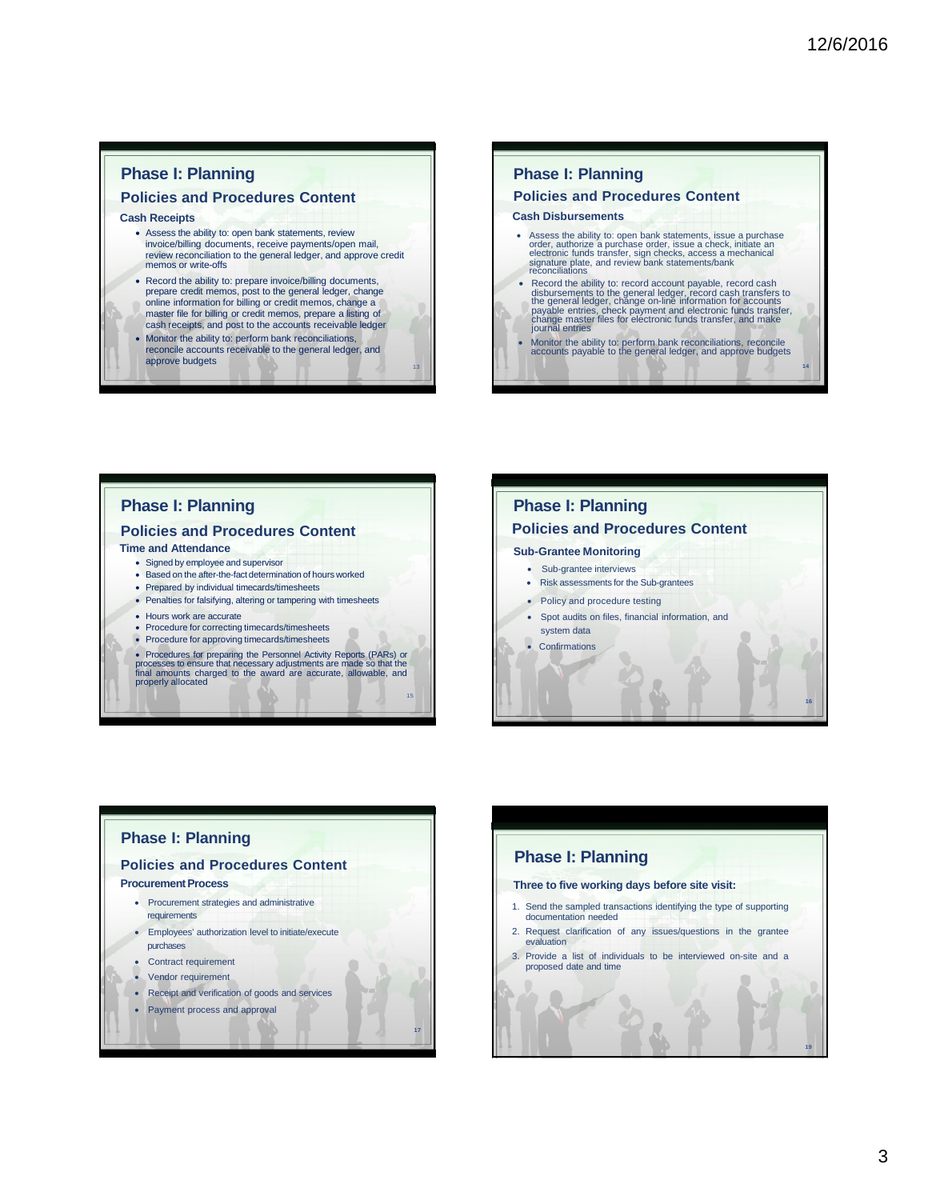## Phase I: Planning

### Policies and Procedures Content

**Cash Receipts**

- Assess the ability to: open bank statements, review invoice/billing documents, receive payments/open mail, review reconciliation to the general ledger, and approve credit memos or write-offs
- Record the ability to: prepare invoice/billing documents, prepare credit memos, post to the general ledger, change online information for billing or credit memos, change a master file for billing or credit memos, prepare a listing of cash receipts, and post to the accounts receivable ledger
- Monitor the ability to: perform bank reconciliations, reconcile accounts receivable to the general ledger, and approve budgets

## Phase I: Planning

### Policies and Procedures Content

**Cash Disbursements**

- Assess the ability to: open bank statements, issue a purchase order, authorize a purchase order, issue a check, initiate an electronic funds transfer, sign checks, access a mechanical signature plate, and review bank statements/bank reconciliations
- Record the ability to: record account payable, record cash disbursements to the general ledger, record cash transfers to the general ledger, change on-line information for accounts payable entries, check payment and electronic funds transfer, change master files for electronic funds transfer, and make journal entries
- Monitor the ability to: perform bank reconciliations, reconcile accounts payable to the general ledger, and approve budgets

## Phase I: Planning

### Policies and Procedures Content

**Time and Attendance**

- Signed by employee and supervisor
- Based on the after-the-fact determination of hours worked
- Prepared by individual timecards/timesheets
- Penalties for falsifying, altering or tampering with timesheets
- Hours work are accurate
- Procedure for correcting timecards/timesheets
- Procedure for approving timecards/timesheets
- Procedures for preparing the Personnel Activity Reports (PARs) or processes to ensure that necessary adjustments are made so that the final amounts charged to the award are accurate, allowable, and properly allocated

## Phase I: Planning

### Policies and Procedures Content

**Sub-Grantee Monitoring**

- Sub-grantee interviews
- Risk assessments for the Sub-grantees
- Policy and procedure testing
- Spot audits on files, financial information, and system data
- Confirmations

## Phase I: Planning

### Policies and Procedures Content

**Procurement Process**

- Procurement strategies and administrative requirements
- Employees' authorization level to initiate/execute purchases
- Contract requirement
- Vendor requirement
- Receipt and verification of goods and services
- Payment process and approval

## Phase I: Planning

**Three to five working days before site visit:**

1. Send the sampled transactions identifying the type of supporting documentation needed
2. Request clarification of any issues/questions in the grantee evaluation
3. Provide a list of individuals to be interviewed on-site and a proposed date and time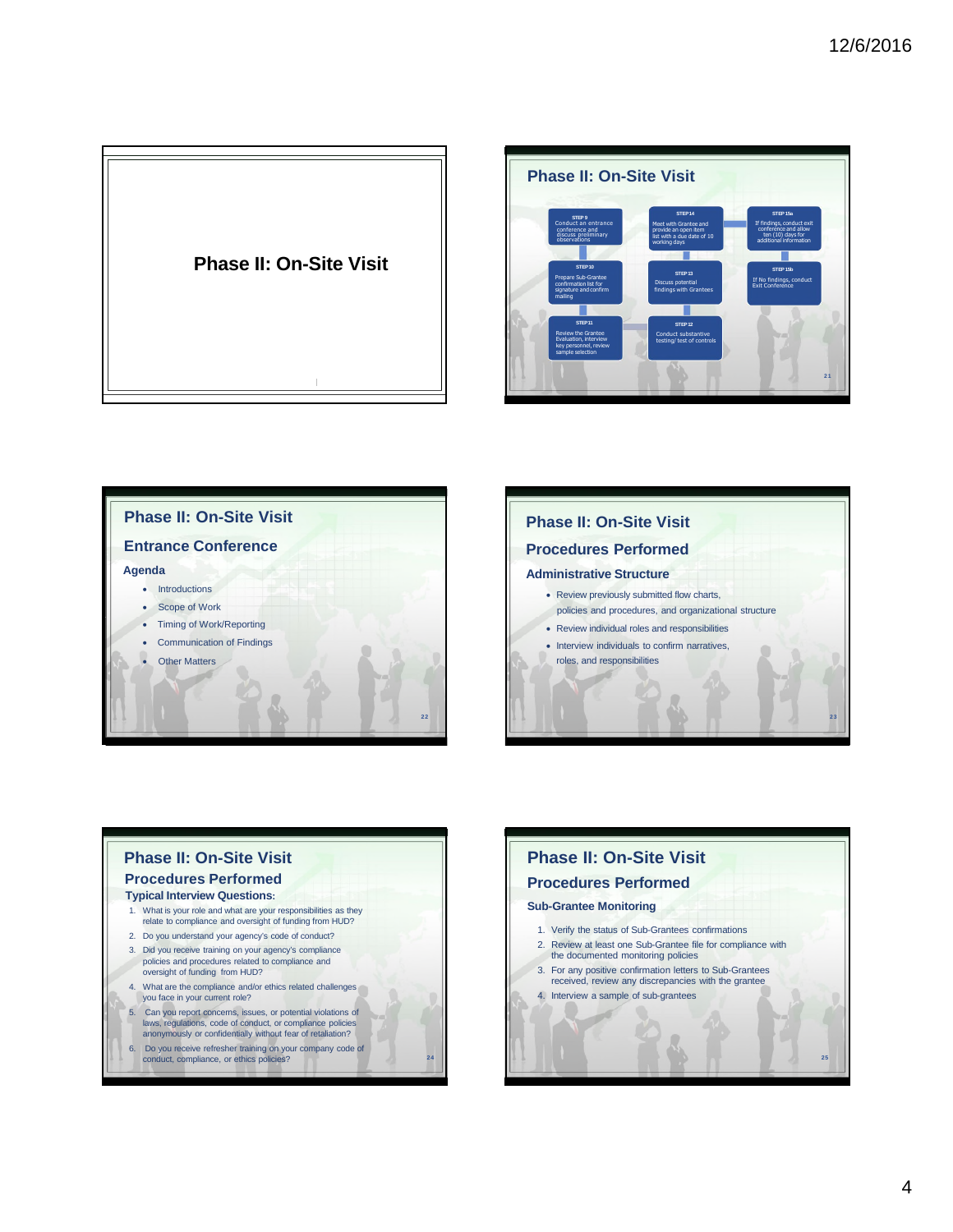# Phase II: On-Site Visit

## Phase II: On-Site Visit

**STEP 9**
Conduct an entrance conference and discuss preliminary observations

**STEP 10**
Prepare Sub-Grantee confirmation list for signature and confirm mailing

**STEP 11**
Review the Grantee Evaluation, interview key personnel, review sample selection

**STEP 12**
Conduct substantive testing/ test of controls

**STEP 13**
Discuss potential findings with Grantees

**STEP 14**
Meet with Grantee and provide an open item list with a due date of 10 working days

**STEP 15a**
If findings, conduct exit conference and allow ten (10) days for additional information

**STEP 15b**
If No findings, conduct Exit Conference

## Phase II: On-Site Visit

### Entrance Conference

**Agenda**

- Introductions
- Scope of Work
- Timing of Work/Reporting
- Communication of Findings
- Other Matters

## Phase II: On-Site Visit

### Procedures Performed

**Administrative Structure**

- Review previously submitted flow charts, policies and procedures, and organizational structure
- Review individual roles and responsibilities
- Interview individuals to confirm narratives, roles, and responsibilities

## Phase II: On-Site Visit

### Procedures Performed

**Typical Interview Questions:**

1. What is your role and what are your responsibilities as they relate to compliance and oversight of funding from HUD?
2. Do you understand your agency's code of conduct?
3. Did you receive training on your agency's compliance policies and procedures related to compliance and oversight of funding from HUD?
4. What are the compliance and/or ethics related challenges you face in your current role?
5. Can you report concerns, issues, or potential violations of laws, regulations, code of conduct, or compliance policies anonymously or confidentially without fear of retaliation?
6. Do you receive refresher training on your company code of conduct, compliance, or ethics policies?

## Phase II: On-Site Visit

### Procedures Performed

**Sub-Grantee Monitoring**

1. Verify the status of Sub-Grantees confirmations
2. Review at least one Sub-Grantee file for compliance with the documented monitoring policies
3. For any positive confirmation letters to Sub-Grantees received, review any discrepancies with the grantee
4. Interview a sample of sub-grantees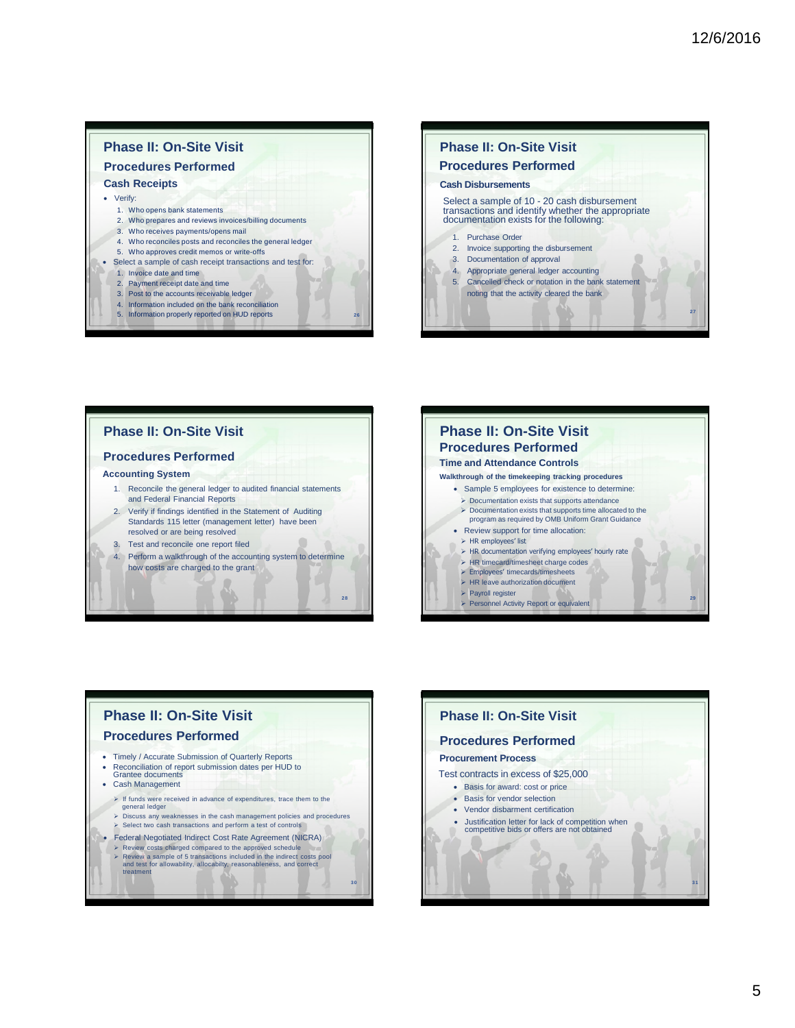## Phase II: On-Site Visit

### Procedures Performed

#### Cash Receipts

- Verify:
  1. Who opens bank statements
  2. Who prepares and reviews invoices/billing documents
  3. Who receives payments/opens mail
  4. Who reconciles posts and reconciles the general ledger
  5. Who approves credit memos or write-offs
- Select a sample of cash receipt transactions and test for:
  1. Invoice date and time
  2. Payment receipt date and time
  3. Post to the accounts receivable ledger
  4. Information included on the bank reconciliation
  5. Information properly reported on HUD reports

## Phase II: On-Site Visit

### Procedures Performed

#### Cash Disbursements

Select a sample of 10 - 20 cash disbursement transactions and identify whether the appropriate documentation exists for the following:

1. Purchase Order
2. Invoice supporting the disbursement
3. Documentation of approval
4. Appropriate general ledger accounting
5. Cancelled check or notation in the bank statement noting that the activity cleared the bank

## Phase II: On-Site Visit

### Procedures Performed

#### Accounting System

1. Reconcile the general ledger to audited financial statements and Federal Financial Reports
2. Verify if findings identified in the Statement of Auditing Standards 115 letter (management letter) have been resolved or are being resolved
3. Test and reconcile one report filed
4. Perform a walkthrough of the accounting system to determine how costs are charged to the grant

## Phase II: On-Site Visit

### Procedures Performed

#### Time and Attendance Controls

**Walkthrough of the timekeeping tracking procedures**

- Sample 5 employees for existence to determine:
  - Documentation exists that supports attendance
  - Documentation exists that supports time allocated to the program as required by OMB Uniform Grant Guidance
- Review support for time allocation:
  - HR employees' list
  - HR documentation verifying employees' hourly rate
  - HR timecard/timesheet charge codes
  - Employees' timecards/timesheets
  - HR leave authorization document
  - Payroll register
  - Personnel Activity Report or equivalent

## Phase II: On-Site Visit

### Procedures Performed

- Timely / Accurate Submission of Quarterly Reports
- Reconciliation of report submission dates per HUD to Grantee documents
- Cash Management
  - If funds were received in advance of expenditures, trace them to the general ledger
  - Discuss any weaknesses in the cash management policies and procedures
  - Select two cash transactions and perform a test of controls
- Federal Negotiated Indirect Cost Rate Agreement (NICRA)
  - Review costs charged compared to the approved schedule
  - Review a sample of 5 transactions included in the indirect costs pool and test for allowability, allocabilty, reasonableness, and correct treatment

## Phase II: On-Site Visit

### Procedures Performed

#### Procurement Process

Test contracts in excess of $25,000

- Basis for award: cost or price
- Basis for vendor selection
- Vendor disbarment certification
- Justification letter for lack of competition when competitive bids or offers are not obtained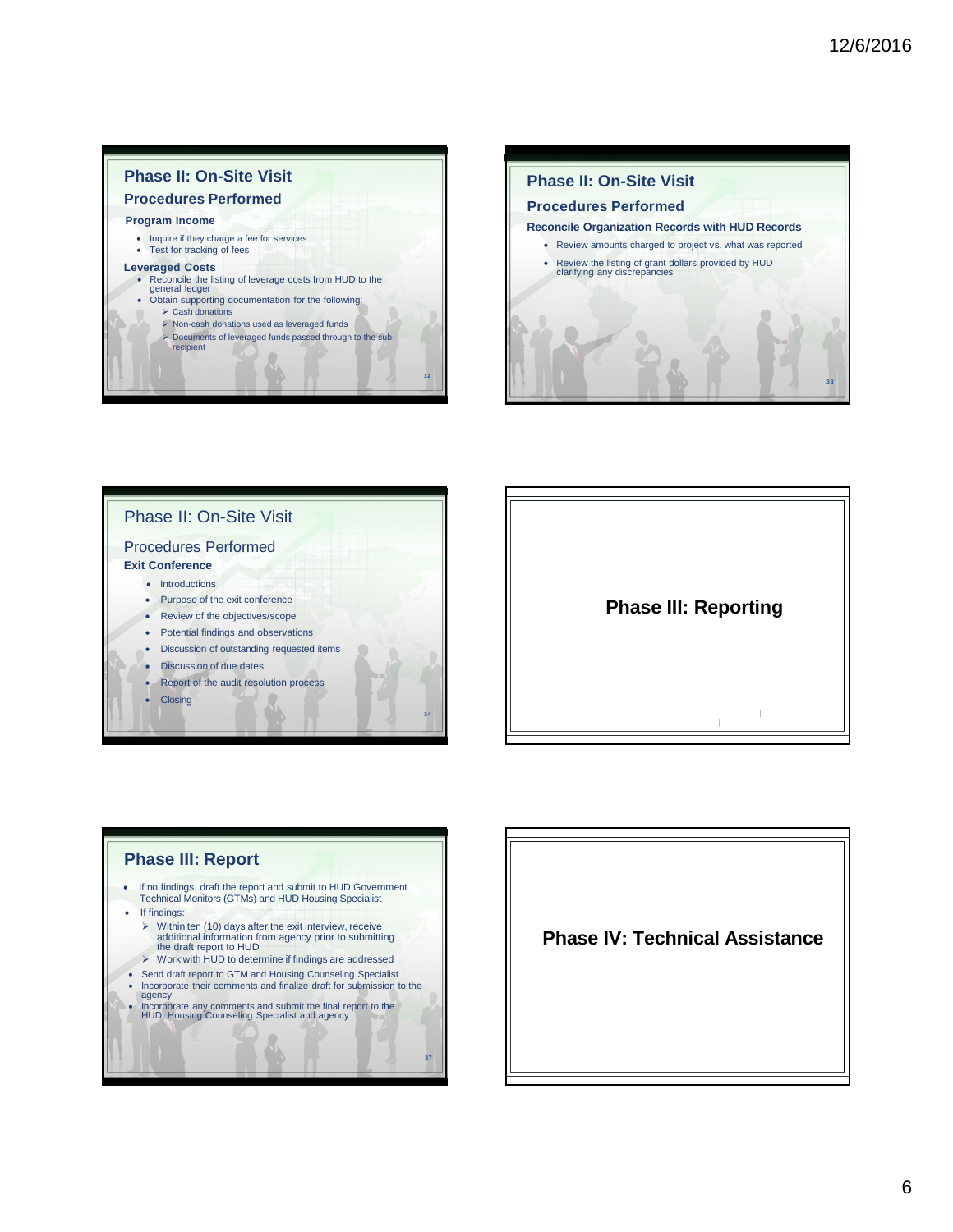## Phase II: On-Site Visit

### Procedures Performed

**Program Income**

- Inquire if they charge a fee for services
- Test for tracking of fees

**Leveraged Costs**

- Reconcile the listing of leverage costs from HUD to the general ledger
- Obtain supporting documentation for the following:
  - Cash donations
  - Non-cash donations used as leveraged funds
  - Documents of leveraged funds passed through to the sub-recipient

## Phase II: On-Site Visit

### Procedures Performed

**Reconcile Organization Records with HUD Records**

- Review amounts charged to project vs. what was reported
- Review the listing of grant dollars provided by HUD clarifying any discrepancies

## Phase II: On-Site Visit

### Procedures Performed

**Exit Conference**

- Introductions
- Purpose of the exit conference
- Review of the objectives/scope
- Potential findings and observations
- Discussion of outstanding requested items
- Discussion of due dates
- Report of the audit resolution process
- Closing

## Phase III: Reporting

## Phase III: Report

- If no findings, draft the report and submit to HUD Government Technical Monitors (GTMs) and HUD Housing Specialist
- If findings:
  - Within ten (10) days after the exit interview, receive additional information from agency prior to submitting the draft report to HUD
  - Work with HUD to determine if findings are addressed
- Send draft report to GTM and Housing Counseling Specialist
- Incorporate their comments and finalize draft for submission to the agency
- Incorporate any comments and submit the final report to the HUD, Housing Counseling Specialist and agency

## Phase IV: Technical Assistance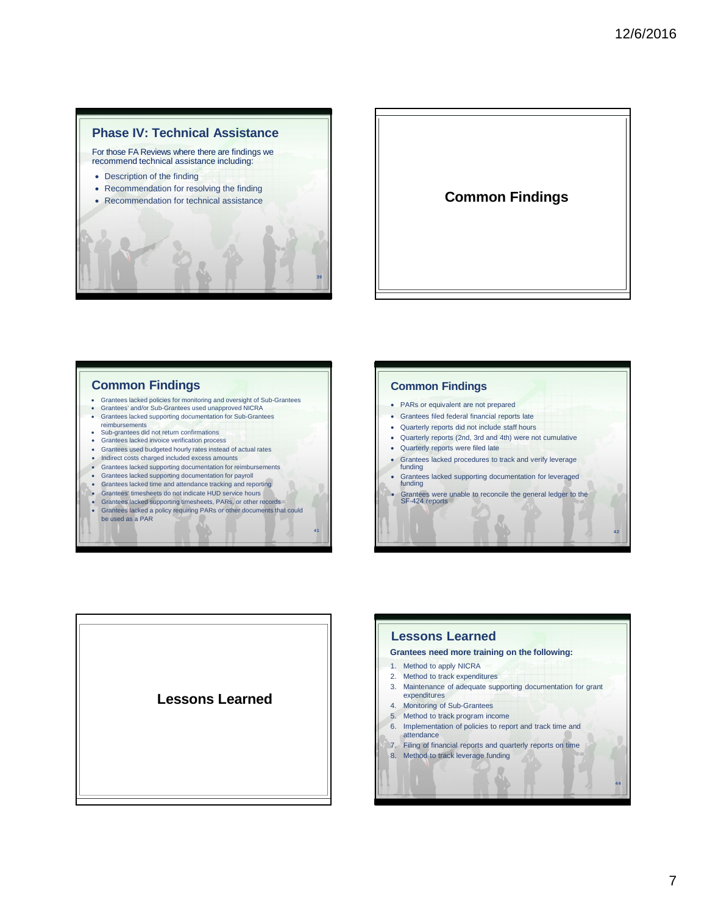## Phase IV: Technical Assistance

For those FA Reviews where there are findings we recommend technical assistance including:

- Description of the finding
- Recommendation for resolving the finding
- Recommendation for technical assistance

## Common Findings

## Common Findings

- Grantees lacked policies for monitoring and oversight of Sub-Grantees
- Grantees' and/or Sub-Grantees used unapproved NICRA
- Grantees lacked supporting documentation for Sub-Grantees reimbursements
- Sub-grantees did not return confirmations
- Grantees lacked invoice verification process
- Grantees used budgeted hourly rates instead of actual rates
- Indirect costs charged included excess amounts
- Grantees lacked supporting documentation for reimbursements
- Grantees lacked supporting documentation for payroll
- Grantees lacked time and attendance tracking and reporting
- Grantees' timesheets do not indicate HUD service hours
- Grantees lacked supporting timesheets, PARs, or other records
- Grantees lacked a policy requiring PARs or other documents that could be used as a PAR

## Common Findings

- PARs or equivalent are not prepared
- Grantees filed federal financial reports late
- Quarterly reports did not include staff hours
- Quarterly reports (2nd, 3rd and 4th) were not cumulative
- Quarterly reports were filed late
- Grantees lacked procedures to track and verify leverage funding
- Grantees lacked supporting documentation for leveraged funding
- Grantees were unable to reconcile the general ledger to the SF-424 reports

## Lessons Learned

## Lessons Learned

**Grantees need more training on the following:**

1. Method to apply NICRA
2. Method to track expenditures
3. Maintenance of adequate supporting documentation for grant expenditures
4. Monitoring of Sub-Grantees
5. Method to track program income
6. Implementation of policies to report and track time and attendance
7. Filing of financial reports and quarterly reports on time
8. Method to track leverage funding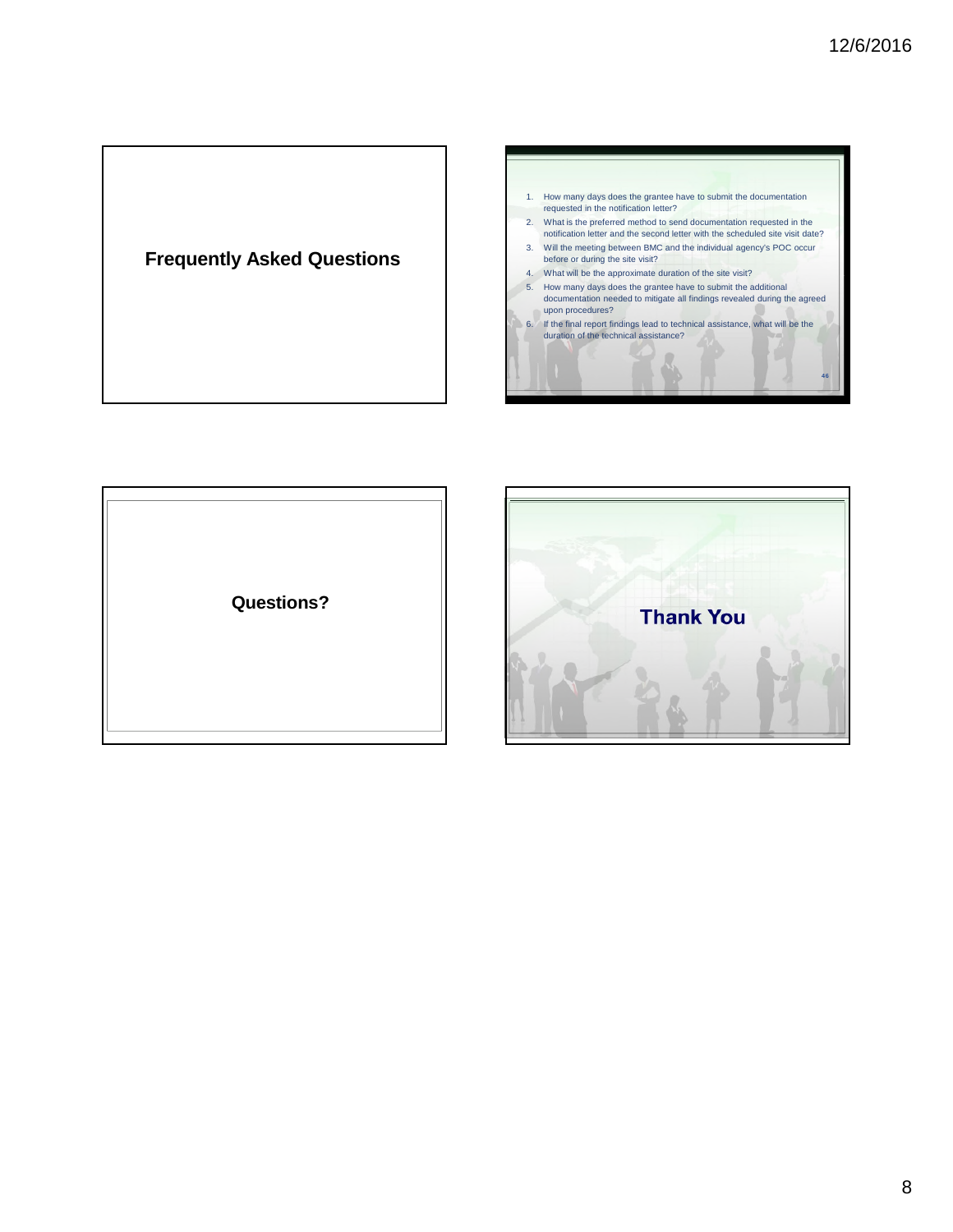## Frequently Asked Questions

1. How many days does the grantee have to submit the documentation requested in the notification letter?
2. What is the preferred method to send documentation requested in the notification letter and the second letter with the scheduled site visit date?
3. Will the meeting between BMC and the individual agency's POC occur before or during the site visit?
4. What will be the approximate duration of the site visit?
5. How many days does the grantee have to submit the additional documentation needed to mitigate all findings revealed during the agreed upon procedures?
6. If the final report findings lead to technical assistance, what will be the duration of the technical assistance?

## Questions?

## Thank You